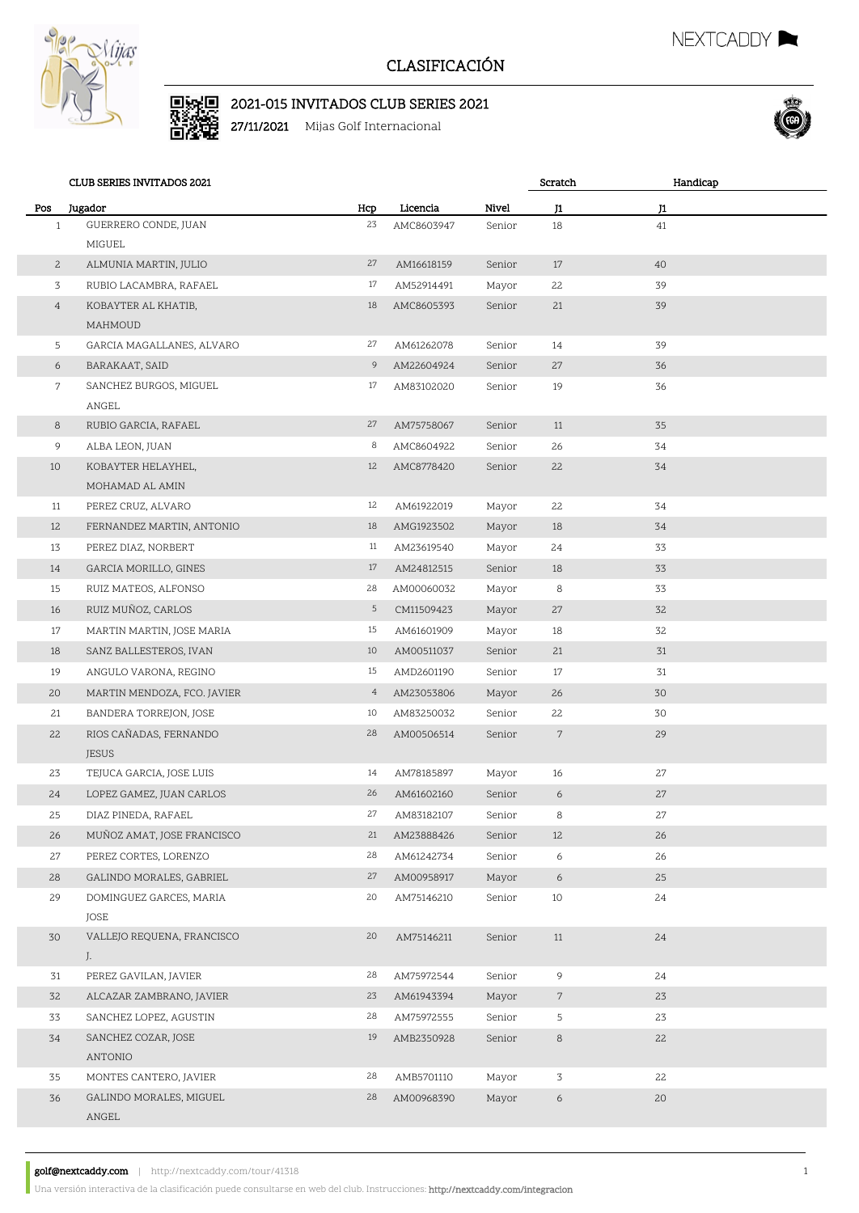# CLASIFICACIÓN

## 2021-015 INVITADOS CLUB SERIES 2021

**27/11/2021** Mijas Golf Internacional

| CLUB SERIES INVITADOS 2021 | | | | | Scratch | Handicap |
|---|---|---|---|---|---|---|
| **Pos** | **Jugador** | **Hcp** | **Licencia** | **Nivel** | **J1** | **J1** |
| 1 | GUERRERO CONDE, JUAN MIGUEL | 23 | AMC8603947 | Senior | 18 | 41 |
| 2 | ALMUNIA MARTIN, JULIO | 27 | AM16618159 | Senior | 17 | 40 |
| 3 | RUBIO LACAMBRA, RAFAEL | 17 | AM52914491 | Mayor | 22 | 39 |
| 4 | KOBAYTER AL KHATIB, MAHMOUD | 18 | AMC8605393 | Senior | 21 | 39 |
| 5 | GARCIA MAGALLANES, ALVARO | 27 | AM61262078 | Senior | 14 | 39 |
| 6 | BARAKAAT, SAID | 9 | AM22604924 | Senior | 27 | 36 |
| 7 | SANCHEZ BURGOS, MIGUEL ANGEL | 17 | AM83102020 | Senior | 19 | 36 |
| 8 | RUBIO GARCIA, RAFAEL | 27 | AM75758067 | Senior | 11 | 35 |
| 9 | ALBA LEON, JUAN | 8 | AMC8604922 | Senior | 26 | 34 |
| 10 | KOBAYTER HELAYHEL, MOHAMAD AL AMIN | 12 | AMC8778420 | Senior | 22 | 34 |
| 11 | PEREZ CRUZ, ALVARO | 12 | AM61922019 | Mayor | 22 | 34 |
| 12 | FERNANDEZ MARTIN, ANTONIO | 18 | AMG1923502 | Mayor | 18 | 34 |
| 13 | PEREZ DIAZ, NORBERT | 11 | AM23619540 | Mayor | 24 | 33 |
| 14 | GARCIA MORILLO, GINES | 17 | AM24812515 | Senior | 18 | 33 |
| 15 | RUIZ MATEOS, ALFONSO | 28 | AM00060032 | Mayor | 8 | 33 |
| 16 | RUIZ MUÑOZ, CARLOS | 5 | CM11509423 | Mayor | 27 | 32 |
| 17 | MARTIN MARTIN, JOSE MARIA | 15 | AM61601909 | Mayor | 18 | 32 |
| 18 | SANZ BALLESTEROS, IVAN | 10 | AM00511037 | Senior | 21 | 31 |
| 19 | ANGULO VARONA, REGINO | 15 | AMD2601190 | Senior | 17 | 31 |
| 20 | MARTIN MENDOZA, FCO. JAVIER | 4 | AM23053806 | Mayor | 26 | 30 |
| 21 | BANDERA TORREJON, JOSE | 10 | AM83250032 | Senior | 22 | 30 |
| 22 | RIOS CAÑADAS, FERNANDO JESUS | 28 | AM00506514 | Senior | 7 | 29 |
| 23 | TEJUCA GARCIA, JOSE LUIS | 14 | AM78185897 | Mayor | 16 | 27 |
| 24 | LOPEZ GAMEZ, JUAN CARLOS | 26 | AM61602160 | Senior | 6 | 27 |
| 25 | DIAZ PINEDA, RAFAEL | 27 | AM83182107 | Senior | 8 | 27 |
| 26 | MUÑOZ AMAT, JOSE FRANCISCO | 21 | AM23888426 | Senior | 12 | 26 |
| 27 | PEREZ CORTES, LORENZO | 28 | AM61242734 | Senior | 6 | 26 |
| 28 | GALINDO MORALES, GABRIEL | 27 | AM00958917 | Mayor | 6 | 25 |
| 29 | DOMINGUEZ GARCES, MARIA JOSE | 20 | AM75146210 | Senior | 10 | 24 |
| 30 | VALLEJO REQUENA, FRANCISCO J. | 20 | AM75146211 | Senior | 11 | 24 |
| 31 | PEREZ GAVILAN, JAVIER | 28 | AM75972544 | Senior | 9 | 24 |
| 32 | ALCAZAR ZAMBRANO, JAVIER | 23 | AM61943394 | Mayor | 7 | 23 |
| 33 | SANCHEZ LOPEZ, AGUSTIN | 28 | AM75972555 | Senior | 5 | 23 |
| 34 | SANCHEZ COZAR, JOSE ANTONIO | 19 | AMB2350928 | Senior | 8 | 22 |
| 35 | MONTES CANTERO, JAVIER | 28 | AMB5701110 | Mayor | 3 | 22 |
| 36 | GALINDO MORALES, MIGUEL ANGEL | 28 | AM00968390 | Mayor | 6 | 20 |

**golf@nextcaddy.com** | http://nextcaddy.com/tour/41318

Una versión interactiva de la clasificación puede consultarse en web del club. Instrucciones: http://nextcaddy.com/integracion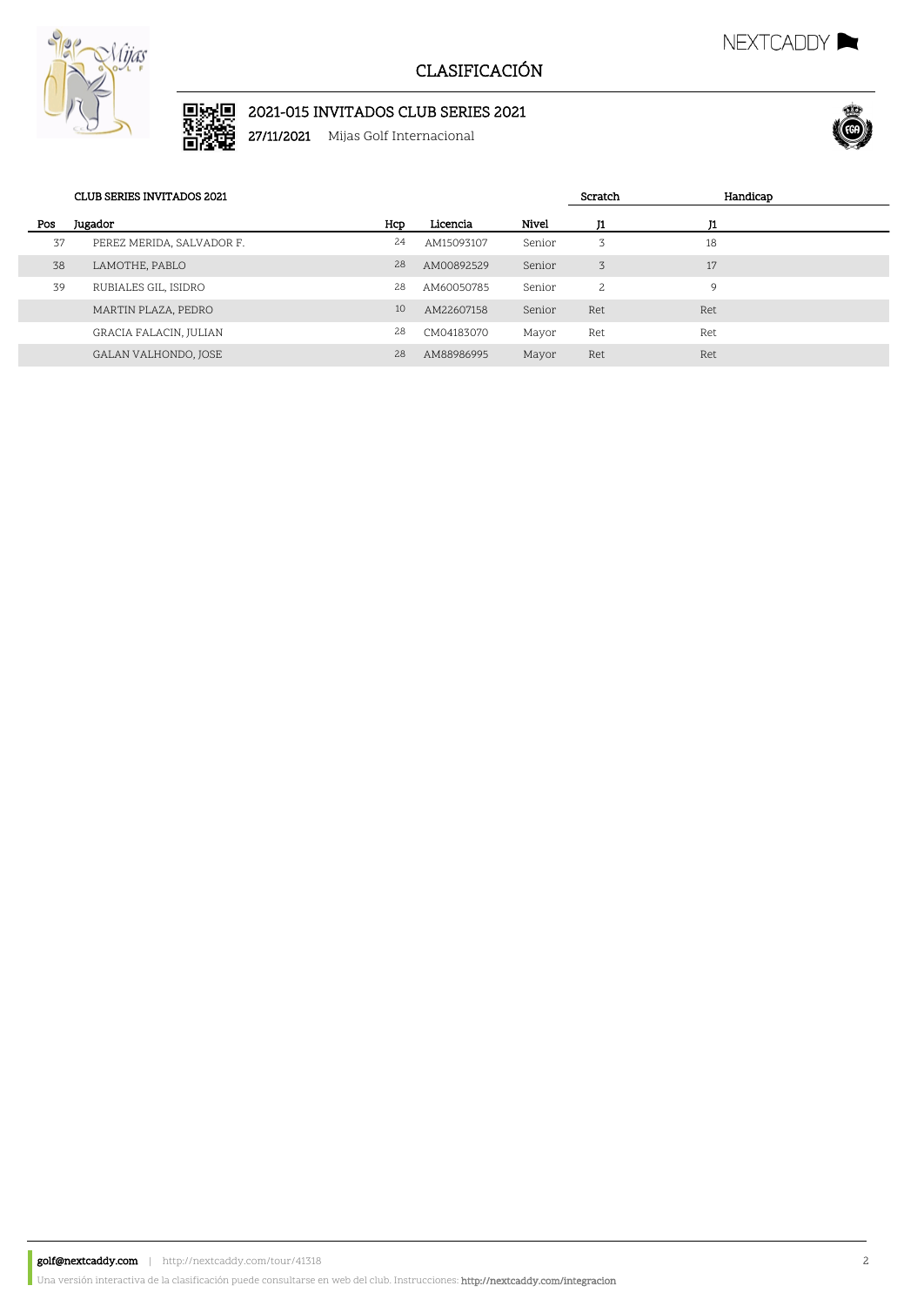CLASIFICACIÓN

2021-015 INVITADOS CLUB SERIES 2021

27/11/2021 Mijas Golf Internacional

| CLUB SERIES INVITADOS 2021 | | | | | Scratch | Handicap |
|---|---|---|---|---|---|---|
| Pos | Jugador | Hcp | Licencia | Nivel | J1 | J1 |
| 37 | PEREZ MERIDA, SALVADOR F. | 24 | AM15093107 | Senior | 3 | 18 |
| 38 | LAMOTHE, PABLO | 28 | AM00892529 | Senior | 3 | 17 |
| 39 | RUBIALES GIL, ISIDRO | 28 | AM60050785 | Senior | 2 | 9 |
| | MARTIN PLAZA, PEDRO | 10 | AM22607158 | Senior | Ret | Ret |
| | GRACIA FALACIN, JULIAN | 28 | CM04183070 | Mayor | Ret | Ret |
| | GALAN VALHONDO, JOSE | 28 | AM88986995 | Mayor | Ret | Ret |

**golf@nextcaddy.com** | http://nextcaddy.com/tour/41318

Una versión interactiva de la clasificación puede consultarse en web del club. Instrucciones: http://nextcaddy.com/integracion